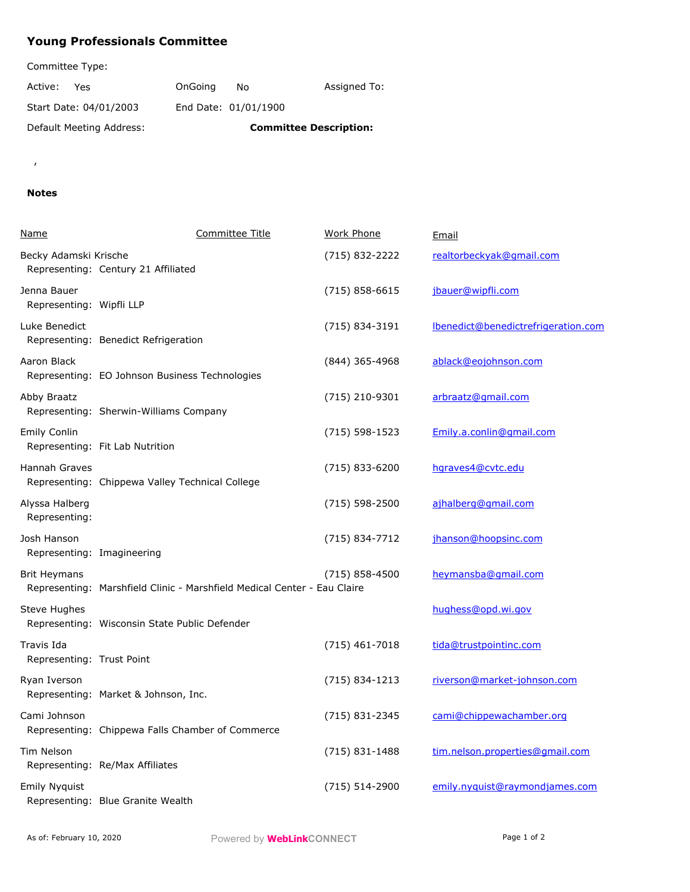# Young Professionals Committee

Committee Type:

Active: Yes OnGoing No Assigned To:

Start Date: 04/01/2003 End Date: 01/01/1900

Default Meeting Address: **Committee Description:**

,

**Notes**

| Name | Committee Title | Work Phone | Email |
|---|---|---|---|
| Becky Adamski Krische<br>Representing: Century 21 Affiliated | | (715) 832-2222 | realtorbeckyak@gmail.com |
| Jenna Bauer<br>Representing: Wipfli LLP | | (715) 858-6615 | jbauer@wipfli.com |
| Luke Benedict<br>Representing: Benedict Refrigeration | | (715) 834-3191 | lbenedict@benedictrefrigeration.com |
| Aaron Black<br>Representing: EO Johnson Business Technologies | | (844) 365-4968 | ablack@eojohnson.com |
| Abby Braatz<br>Representing: Sherwin-Williams Company | | (715) 210-9301 | arbraatz@gmail.com |
| Emily Conlin<br>Representing: Fit Lab Nutrition | | (715) 598-1523 | Emily.a.conlin@gmail.com |
| Hannah Graves<br>Representing: Chippewa Valley Technical College | | (715) 833-6200 | hgraves4@cvtc.edu |
| Alyssa Halberg<br>Representing: | | (715) 598-2500 | ajhalberg@gmail.com |
| Josh Hanson<br>Representing: Imagineering | | (715) 834-7712 | jhanson@hoopsinc.com |
| Brit Heymans<br>Representing: Marshfield Clinic - Marshfield Medical Center - Eau Claire | | (715) 858-4500 | heymansba@gmail.com |
| Steve Hughes<br>Representing: Wisconsin State Public Defender | | | hughess@opd.wi.gov |
| Travis Ida<br>Representing: Trust Point | | (715) 461-7018 | tida@trustpointinc.com |
| Ryan Iverson<br>Representing: Market & Johnson, Inc. | | (715) 834-1213 | riverson@market-johnson.com |
| Cami Johnson<br>Representing: Chippewa Falls Chamber of Commerce | | (715) 831-2345 | cami@chippewachamber.org |
| Tim Nelson<br>Representing: Re/Max Affiliates | | (715) 831-1488 | tim.nelson.properties@gmail.com |
| Emily Nyquist<br>Representing: Blue Granite Wealth | | (715) 514-2900 | emily.nyquist@raymondjames.com |

As of: February 10, 2020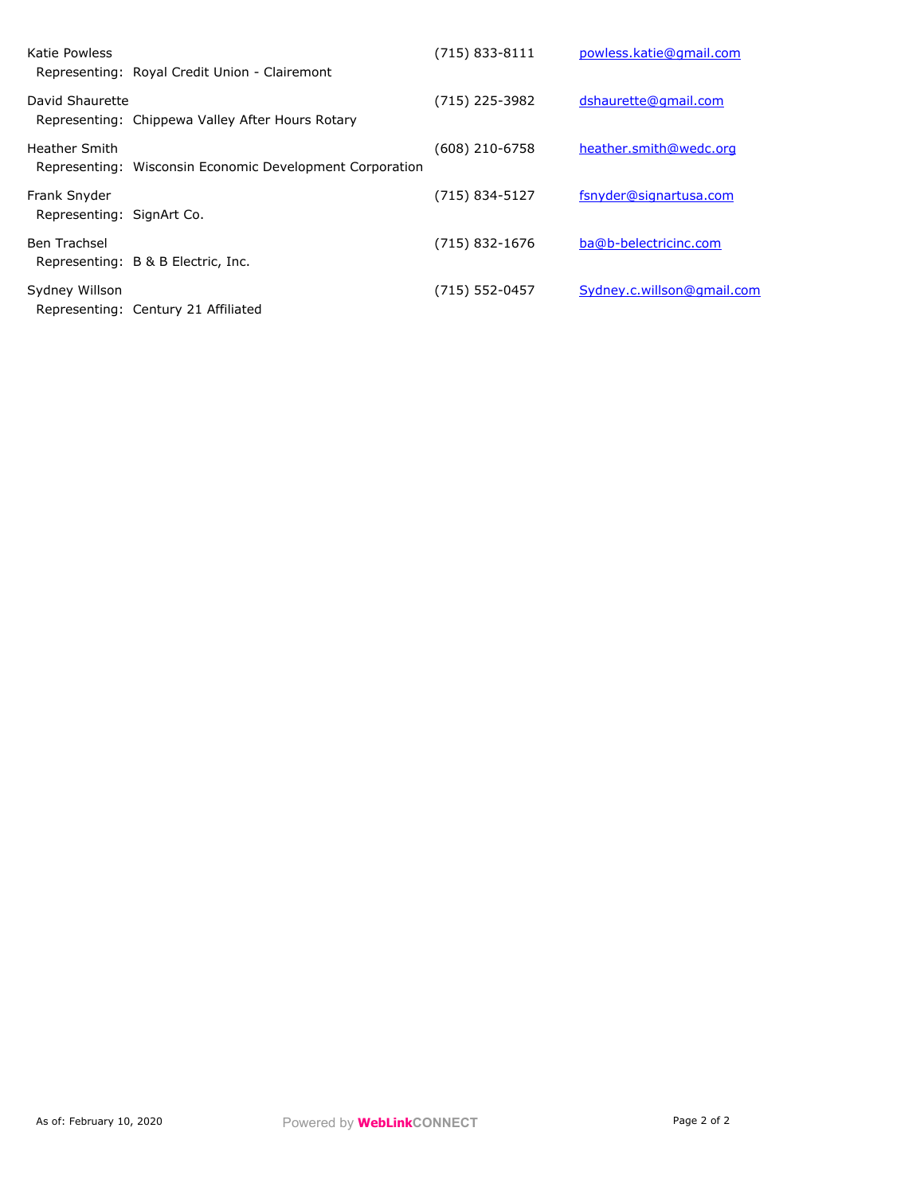| | | |
|---|---|---|
| Katie Powless<br>Representing: Royal Credit Union - Clairemont | (715) 833-8111 | powless.katie@gmail.com |
| David Shaurette<br>Representing: Chippewa Valley After Hours Rotary | (715) 225-3982 | dshaurette@gmail.com |
| Heather Smith<br>Representing: Wisconsin Economic Development Corporation | (608) 210-6758 | heather.smith@wedc.org |
| Frank Snyder<br>Representing: SignArt Co. | (715) 834-5127 | fsnyder@signartusa.com |
| Ben Trachsel<br>Representing: B & B Electric, Inc. | (715) 832-1676 | ba@b-belectricinc.com |
| Sydney Willson<br>Representing: Century 21 Affiliated | (715) 552-0457 | Sydney.c.willson@gmail.com |

As of: February 10, 2020

Powered by WebLinkCONNECT